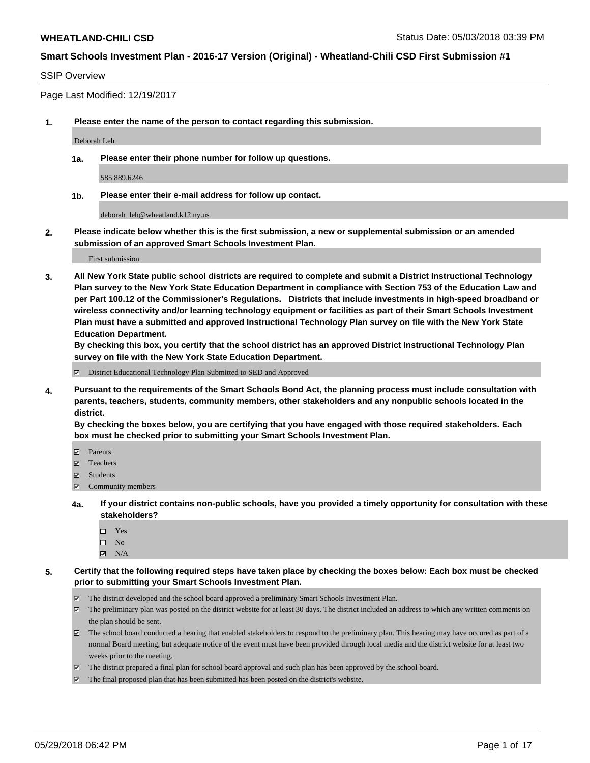**WHEATLAND-CHILI CSD** Status Date: 05/03/2018 03:39 PM

**Smart Schools Investment Plan - 2016-17 Version (Original) - Wheatland-Chili CSD First Submission #1**

SSIP Overview

Page Last Modified: 12/19/2017

**1. Please enter the name of the person to contact regarding this submission.**

Deborah Leh

**1a. Please enter their phone number for follow up questions.**

585.889.6246

**1b. Please enter their e-mail address for follow up contact.**

deborah_leh@wheatland.k12.ny.us

**2. Please indicate below whether this is the first submission, a new or supplemental submission or an amended submission of an approved Smart Schools Investment Plan.**

First submission

**3. All New York State public school districts are required to complete and submit a District Instructional Technology Plan survey to the New York State Education Department in compliance with Section 753 of the Education Law and per Part 100.12 of the Commissioner's Regulations. Districts that include investments in high-speed broadband or wireless connectivity and/or learning technology equipment or facilities as part of their Smart Schools Investment Plan must have a submitted and approved Instructional Technology Plan survey on file with the New York State Education Department.**
**By checking this box, you certify that the school district has an approved District Instructional Technology Plan survey on file with the New York State Education Department.**

☑ District Educational Technology Plan Submitted to SED and Approved

**4. Pursuant to the requirements of the Smart Schools Bond Act, the planning process must include consultation with parents, teachers, students, community members, other stakeholders and any nonpublic schools located in the district.**
**By checking the boxes below, you are certifying that you have engaged with those required stakeholders. Each box must be checked prior to submitting your Smart Schools Investment Plan.**

☑ Parents
☑ Teachers
☑ Students
☑ Community members

**4a. If your district contains non-public schools, have you provided a timely opportunity for consultation with these stakeholders?**

☐ Yes
☐ No
☑ N/A

**5. Certify that the following required steps have taken place by checking the boxes below: Each box must be checked prior to submitting your Smart Schools Investment Plan.**

☑ The district developed and the school board approved a preliminary Smart Schools Investment Plan.
☑ The preliminary plan was posted on the district website for at least 30 days. The district included an address to which any written comments on the plan should be sent.
☑ The school board conducted a hearing that enabled stakeholders to respond to the preliminary plan. This hearing may have occured as part of a normal Board meeting, but adequate notice of the event must have been provided through local media and the district website for at least two weeks prior to the meeting.
☑ The district prepared a final plan for school board approval and such plan has been approved by the school board.
☑ The final proposed plan that has been submitted has been posted on the district's website.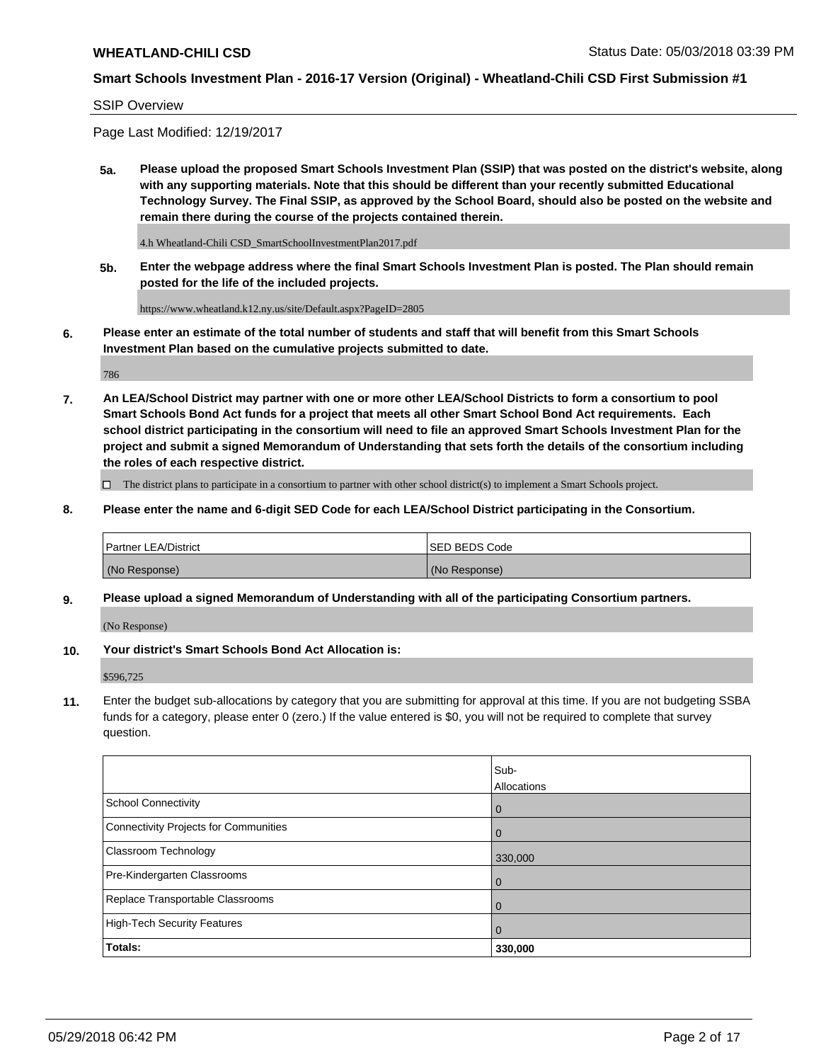## SSIP Overview

Page Last Modified: 12/19/2017

**5a. Please upload the proposed Smart Schools Investment Plan (SSIP) that was posted on the district's website, along with any supporting materials. Note that this should be different than your recently submitted Educational Technology Survey. The Final SSIP, as approved by the School Board, should also be posted on the website and remain there during the course of the projects contained therein.**

4.h Wheatland-Chili CSD_SmartSchoolInvestmentPlan2017.pdf

**5b. Enter the webpage address where the final Smart Schools Investment Plan is posted. The Plan should remain posted for the life of the included projects.**

https://www.wheatland.k12.ny.us/site/Default.aspx?PageID=2805

**6. Please enter an estimate of the total number of students and staff that will benefit from this Smart Schools Investment Plan based on the cumulative projects submitted to date.**

786

**7. An LEA/School District may partner with one or more other LEA/School Districts to form a consortium to pool Smart Schools Bond Act funds for a project that meets all other Smart School Bond Act requirements. Each school district participating in the consortium will need to file an approved Smart Schools Investment Plan for the project and submit a signed Memorandum of Understanding that sets forth the details of the consortium including the roles of each respective district.**

☐ The district plans to participate in a consortium to partner with other school district(s) to implement a Smart Schools project.

**8. Please enter the name and 6-digit SED Code for each LEA/School District participating in the Consortium.**

| Partner LEA/District | SED BEDS Code |
|---|---|
| (No Response) | (No Response) |

**9. Please upload a signed Memorandum of Understanding with all of the participating Consortium partners.**

(No Response)

**10. Your district's Smart Schools Bond Act Allocation is:**

$596,725

**11.** Enter the budget sub-allocations by category that you are submitting for approval at this time. If you are not budgeting SSBA funds for a category, please enter 0 (zero.) If the value entered is $0, you will not be required to complete that survey question.

| | Sub-Allocations |
|---|---|
| School Connectivity | 0 |
| Connectivity Projects for Communities | 0 |
| Classroom Technology | 330,000 |
| Pre-Kindergarten Classrooms | 0 |
| Replace Transportable Classrooms | 0 |
| High-Tech Security Features | 0 |
| **Totals:** | **330,000** |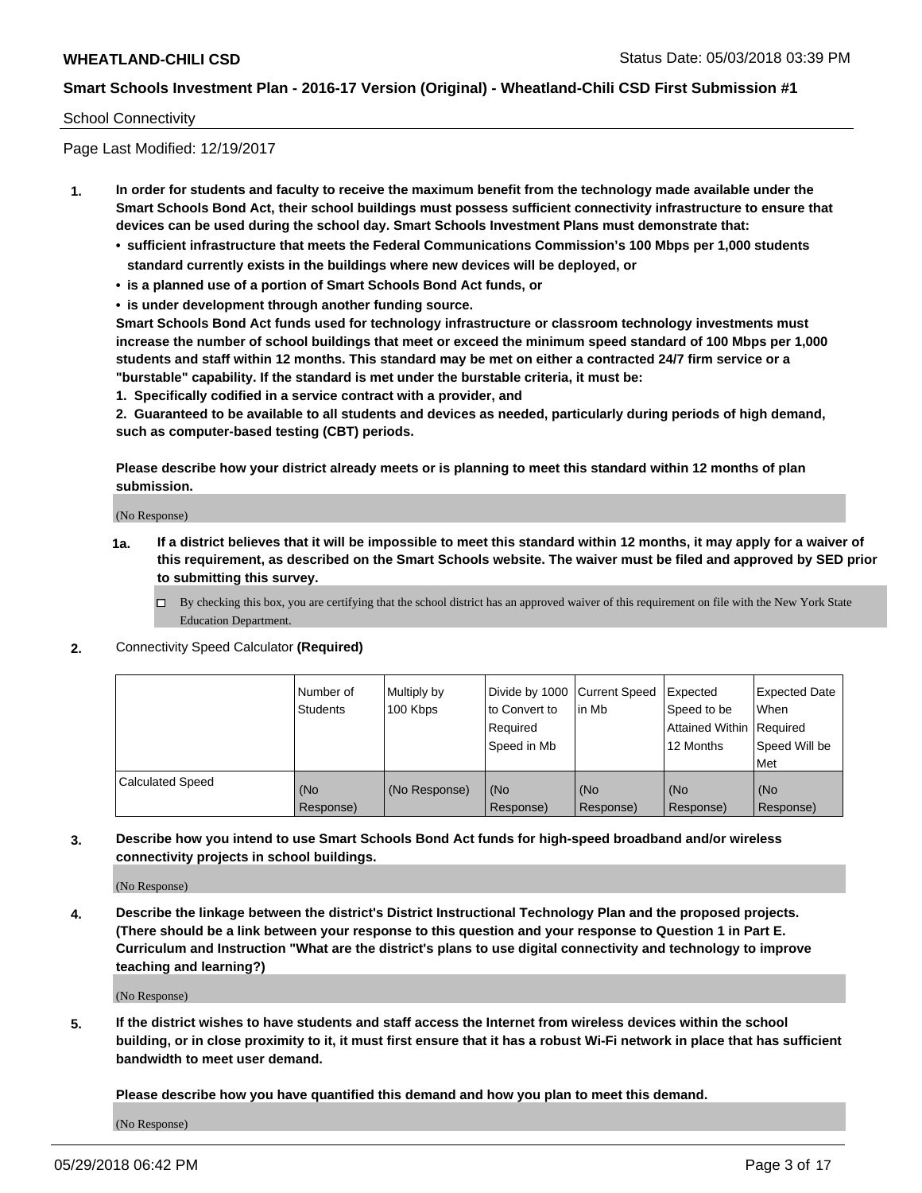School Connectivity

Page Last Modified: 12/19/2017

1. **In order for students and faculty to receive the maximum benefit from the technology made available under the Smart Schools Bond Act, their school buildings must possess sufficient connectivity infrastructure to ensure that devices can be used during the school day. Smart Schools Investment Plans must demonstrate that:**
   - **sufficient infrastructure that meets the Federal Communications Commission's 100 Mbps per 1,000 students standard currently exists in the buildings where new devices will be deployed, or**
   - **is a planned use of a portion of Smart Schools Bond Act funds, or**
   - **is under development through another funding source.**

   **Smart Schools Bond Act funds used for technology infrastructure or classroom technology investments must increase the number of school buildings that meet or exceed the minimum speed standard of 100 Mbps per 1,000 students and staff within 12 months. This standard may be met on either a contracted 24/7 firm service or a "burstable" capability. If the standard is met under the burstable criteria, it must be:**

   **1. Specifically codified in a service contract with a provider, and**

   **2. Guaranteed to be available to all students and devices as needed, particularly during periods of high demand, such as computer-based testing (CBT) periods.**

   **Please describe how your district already meets or is planning to meet this standard within 12 months of plan submission.**

   (No Response)

   **1a. If a district believes that it will be impossible to meet this standard within 12 months, it may apply for a waiver of this requirement, as described on the Smart Schools website. The waiver must be filed and approved by SED prior to submitting this survey.**

   ☐ By checking this box, you are certifying that the school district has an approved waiver of this requirement on file with the New York State Education Department.

2. Connectivity Speed Calculator **(Required)**

| | Number of Students | Multiply by 100 Kbps | Divide by 1000 to Convert to Required Speed in Mb | Current Speed in Mb | Expected Speed to be Attained Within 12 Months | Expected Date When Required Speed Will be Met |
|---|---|---|---|---|---|---|
| Calculated Speed | (No Response) | (No Response) | (No Response) | (No Response) | (No Response) | (No Response) |

3. **Describe how you intend to use Smart Schools Bond Act funds for high-speed broadband and/or wireless connectivity projects in school buildings.**

   (No Response)

4. **Describe the linkage between the district's District Instructional Technology Plan and the proposed projects. (There should be a link between your response to this question and your response to Question 1 in Part E. Curriculum and Instruction "What are the district's plans to use digital connectivity and technology to improve teaching and learning?)**

   (No Response)

5. **If the district wishes to have students and staff access the Internet from wireless devices within the school building, or in close proximity to it, it must first ensure that it has a robust Wi-Fi network in place that has sufficient bandwidth to meet user demand.**

   **Please describe how you have quantified this demand and how you plan to meet this demand.**

   (No Response)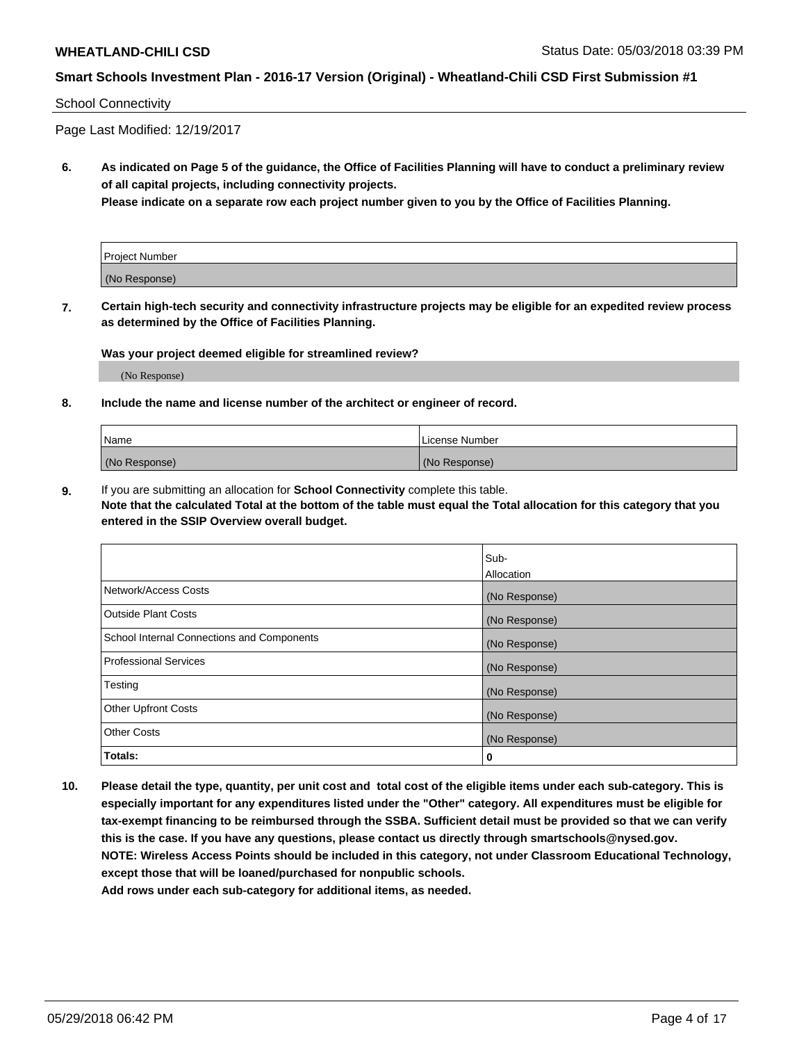School Connectivity

Page Last Modified: 12/19/2017

**6. As indicated on Page 5 of the guidance, the Office of Facilities Planning will have to conduct a preliminary review of all capital projects, including connectivity projects.**
**Please indicate on a separate row each project number given to you by the Office of Facilities Planning.**

| Project Number |
|---|
| (No Response) |

**7. Certain high-tech security and connectivity infrastructure projects may be eligible for an expedited review process as determined by the Office of Facilities Planning.**

**Was your project deemed eligible for streamlined review?**

(No Response)

**8. Include the name and license number of the architect or engineer of record.**

| Name | License Number |
|---|---|
| (No Response) | (No Response) |

**9.** If you are submitting an allocation for **School Connectivity** complete this table.
**Note that the calculated Total at the bottom of the table must equal the Total allocation for this category that you entered in the SSIP Overview overall budget.**

| | Sub-Allocation |
|---|---|
| Network/Access Costs | (No Response) |
| Outside Plant Costs | (No Response) |
| School Internal Connections and Components | (No Response) |
| Professional Services | (No Response) |
| Testing | (No Response) |
| Other Upfront Costs | (No Response) |
| Other Costs | (No Response) |
| **Totals:** | **0** |

**10. Please detail the type, quantity, per unit cost and total cost of the eligible items under each sub-category. This is especially important for any expenditures listed under the "Other" category. All expenditures must be eligible for tax-exempt financing to be reimbursed through the SSBA. Sufficient detail must be provided so that we can verify this is the case. If you have any questions, please contact us directly through smartschools@nysed.gov.**
**NOTE: Wireless Access Points should be included in this category, not under Classroom Educational Technology, except those that will be loaned/purchased for nonpublic schools.**
**Add rows under each sub-category for additional items, as needed.**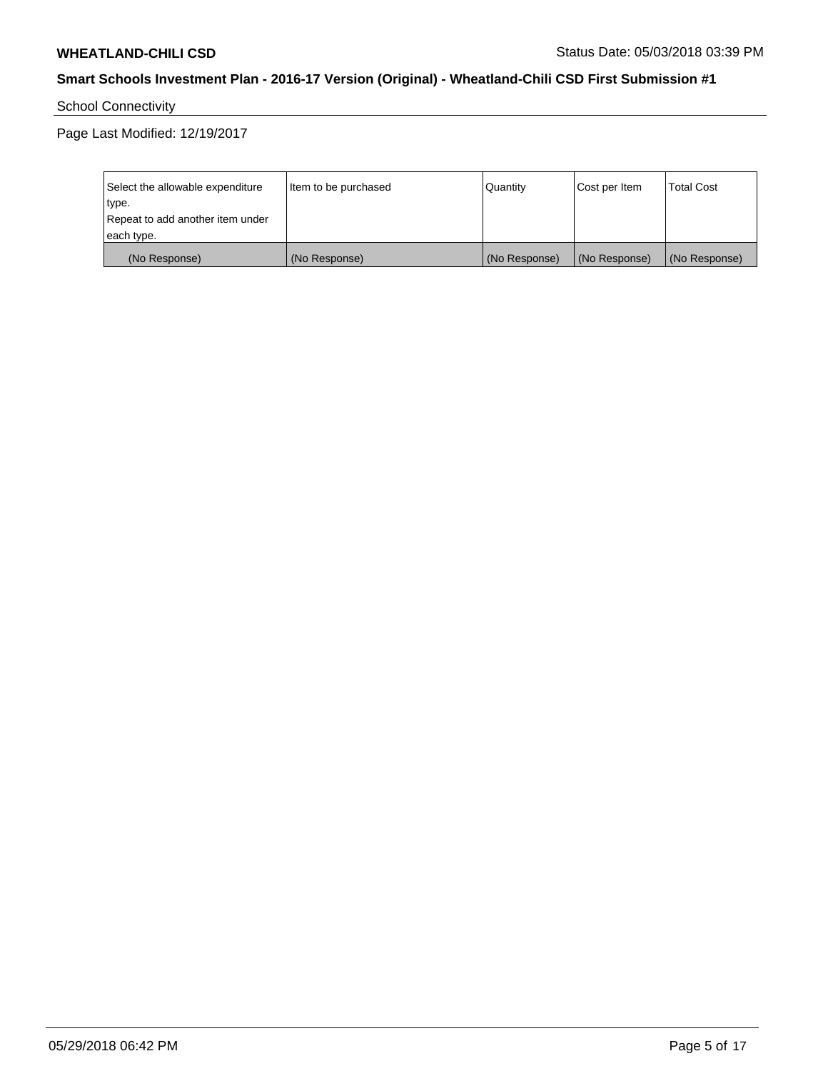School Connectivity

Page Last Modified: 12/19/2017

| Select the allowable expenditure type. Repeat to add another item under each type. | Item to be purchased | Quantity | Cost per Item | Total Cost |
|---|---|---|---|---|
| (No Response) | (No Response) | (No Response) | (No Response) | (No Response) |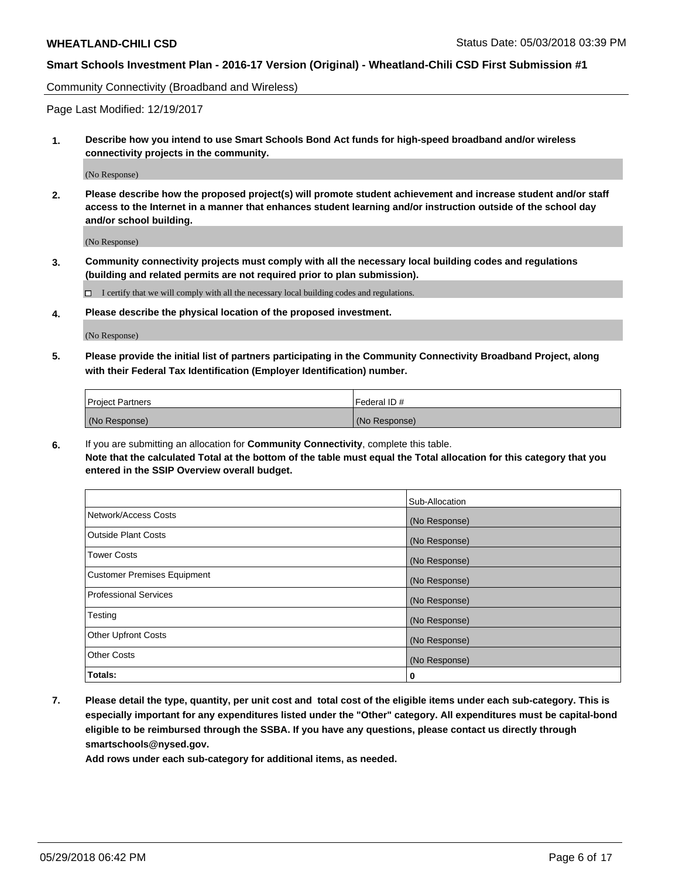Community Connectivity (Broadband and Wireless)

Page Last Modified: 12/19/2017

**1. Describe how you intend to use Smart Schools Bond Act funds for high-speed broadband and/or wireless connectivity projects in the community.**

(No Response)

**2. Please describe how the proposed project(s) will promote student achievement and increase student and/or staff access to the Internet in a manner that enhances student learning and/or instruction outside of the school day and/or school building.**

(No Response)

**3. Community connectivity projects must comply with all the necessary local building codes and regulations (building and related permits are not required prior to plan submission).**

☐ I certify that we will comply with all the necessary local building codes and regulations.

**4. Please describe the physical location of the proposed investment.**

(No Response)

**5. Please provide the initial list of partners participating in the Community Connectivity Broadband Project, along with their Federal Tax Identification (Employer Identification) number.**

| Project Partners | Federal ID # |
| --- | --- |
| (No Response) | (No Response) |

**6.** If you are submitting an allocation for **Community Connectivity**, complete this table.
**Note that the calculated Total at the bottom of the table must equal the Total allocation for this category that you entered in the SSIP Overview overall budget.**

| | Sub-Allocation |
| --- | --- |
| Network/Access Costs | (No Response) |
| Outside Plant Costs | (No Response) |
| Tower Costs | (No Response) |
| Customer Premises Equipment | (No Response) |
| Professional Services | (No Response) |
| Testing | (No Response) |
| Other Upfront Costs | (No Response) |
| Other Costs | (No Response) |
| **Totals:** | **0** |

**7. Please detail the type, quantity, per unit cost and total cost of the eligible items under each sub-category. This is especially important for any expenditures listed under the "Other" category. All expenditures must be capital-bond eligible to be reimbursed through the SSBA. If you have any questions, please contact us directly through smartschools@nysed.gov.**

**Add rows under each sub-category for additional items, as needed.**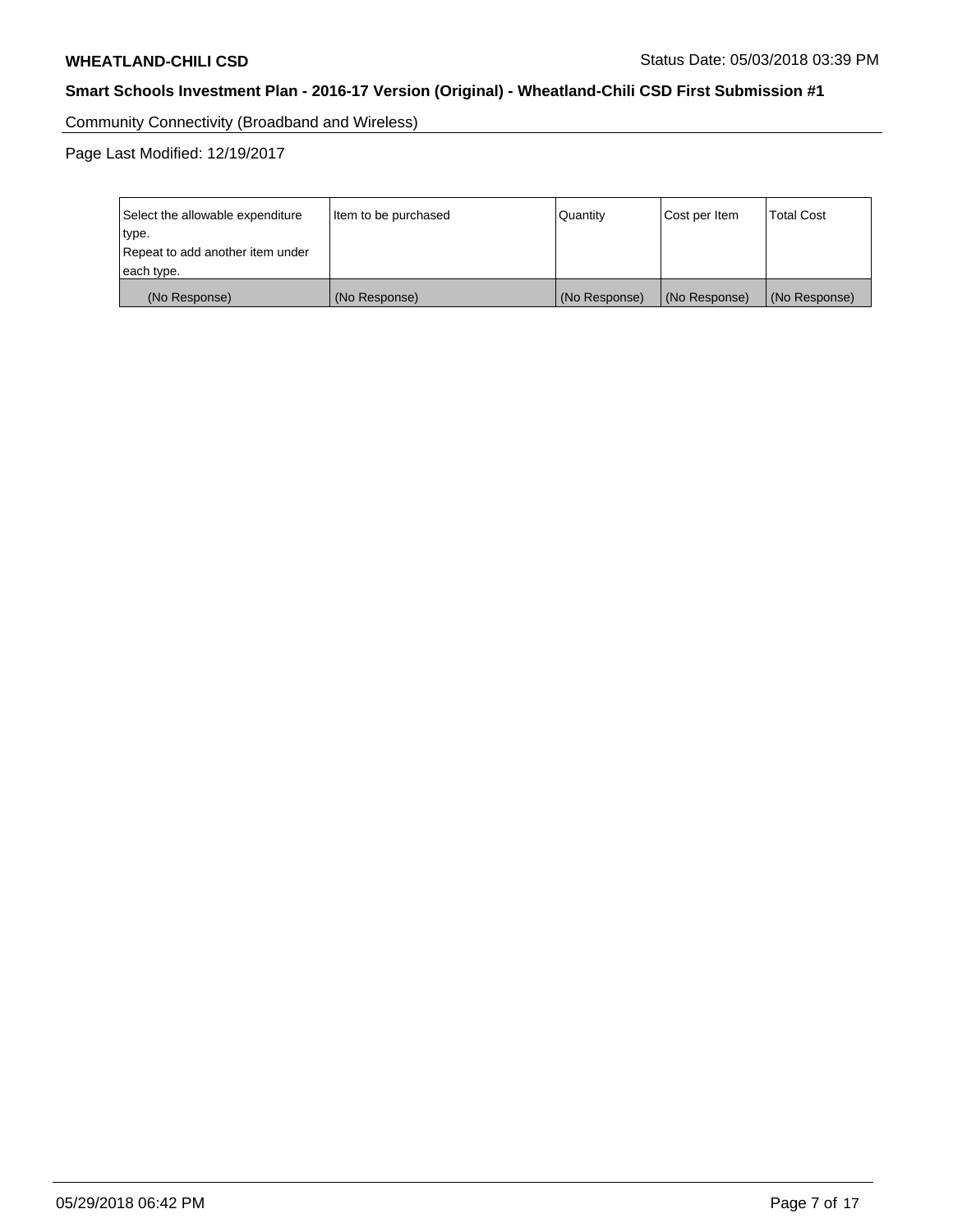Community Connectivity (Broadband and Wireless)

Page Last Modified: 12/19/2017

| Select the allowable expenditure type.<br>Repeat to add another item under each type. | Item to be purchased | Quantity | Cost per Item | Total Cost |
|---|---|---|---|---|
| (No Response) | (No Response) | (No Response) | (No Response) | (No Response) |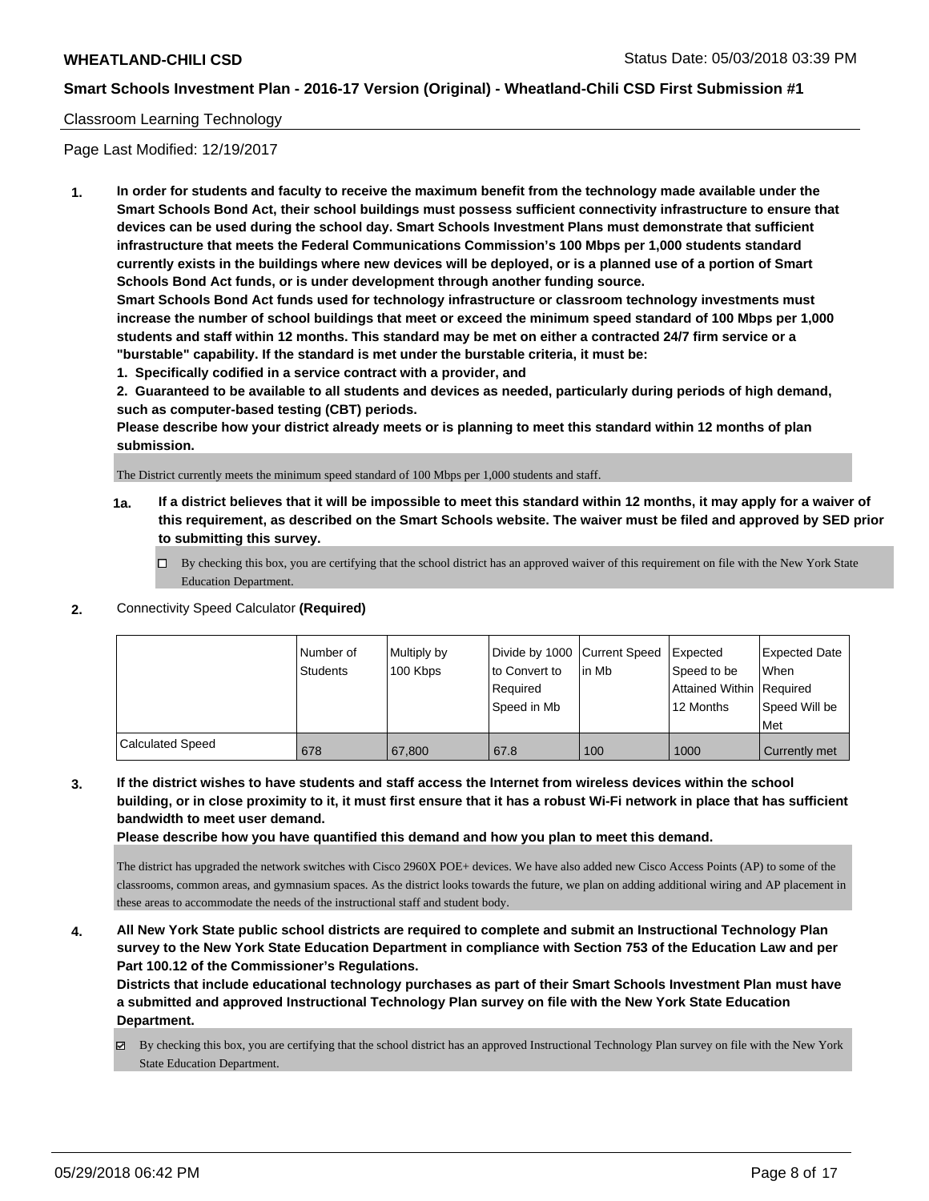## Classroom Learning Technology

Page Last Modified: 12/19/2017

**1. In order for students and faculty to receive the maximum benefit from the technology made available under the Smart Schools Bond Act, their school buildings must possess sufficient connectivity infrastructure to ensure that devices can be used during the school day. Smart Schools Investment Plans must demonstrate that sufficient infrastructure that meets the Federal Communications Commission's 100 Mbps per 1,000 students standard currently exists in the buildings where new devices will be deployed, or is a planned use of a portion of Smart Schools Bond Act funds, or is under development through another funding source.**

**Smart Schools Bond Act funds used for technology infrastructure or classroom technology investments must increase the number of school buildings that meet or exceed the minimum speed standard of 100 Mbps per 1,000 students and staff within 12 months. This standard may be met on either a contracted 24/7 firm service or a "burstable" capability. If the standard is met under the burstable criteria, it must be:**

**1. Specifically codified in a service contract with a provider, and**

**2. Guaranteed to be available to all students and devices as needed, particularly during periods of high demand, such as computer-based testing (CBT) periods.**

**Please describe how your district already meets or is planning to meet this standard within 12 months of plan submission.**

The District currently meets the minimum speed standard of 100 Mbps per 1,000 students and staff.

**1a. If a district believes that it will be impossible to meet this standard within 12 months, it may apply for a waiver of this requirement, as described on the Smart Schools website. The waiver must be filed and approved by SED prior to submitting this survey.**

☐ By checking this box, you are certifying that the school district has an approved waiver of this requirement on file with the New York State Education Department.

**2.** Connectivity Speed Calculator **(Required)**

| | Number of Students | Multiply by 100 Kbps | Divide by 1000 to Convert to Required Speed in Mb | Current Speed in Mb | Expected Speed to be Attained Within 12 Months | Expected Date When Required Speed Will be Met |
|---|---|---|---|---|---|---|
| Calculated Speed | 678 | 67,800 | 67.8 | 100 | 1000 | Currently met |

**3. If the district wishes to have students and staff access the Internet from wireless devices within the school building, or in close proximity to it, it must first ensure that it has a robust Wi-Fi network in place that has sufficient bandwidth to meet user demand.**

**Please describe how you have quantified this demand and how you plan to meet this demand.**

The district has upgraded the network switches with Cisco 2960X POE+ devices. We have also added new Cisco Access Points (AP) to some of the classrooms, common areas, and gymnasium spaces. As the district looks towards the future, we plan on adding additional wiring and AP placement in these areas to accommodate the needs of the instructional staff and student body.

**4. All New York State public school districts are required to complete and submit an Instructional Technology Plan survey to the New York State Education Department in compliance with Section 753 of the Education Law and per Part 100.12 of the Commissioner's Regulations.**

**Districts that include educational technology purchases as part of their Smart Schools Investment Plan must have a submitted and approved Instructional Technology Plan survey on file with the New York State Education Department.**

☑ By checking this box, you are certifying that the school district has an approved Instructional Technology Plan survey on file with the New York State Education Department.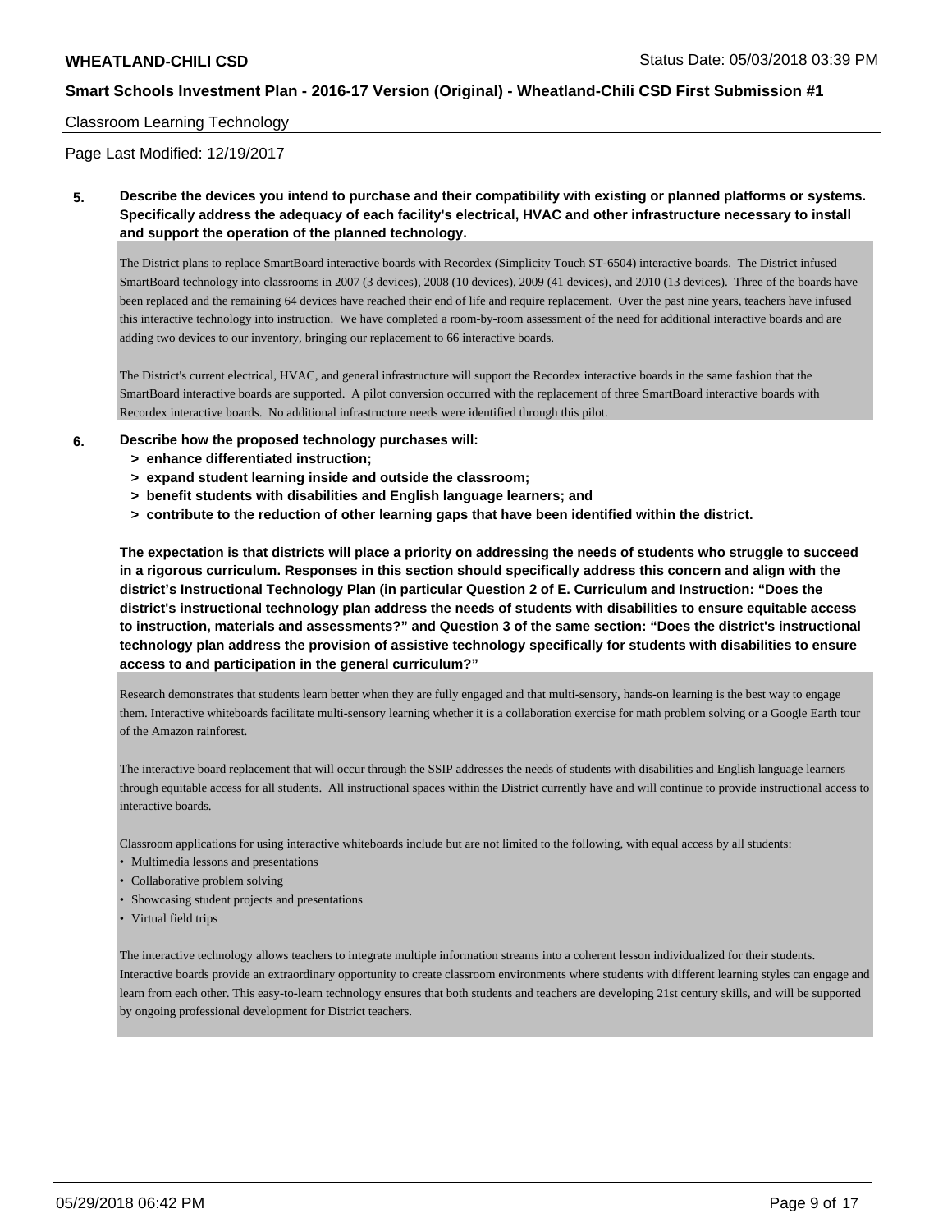## Classroom Learning Technology

Page Last Modified: 12/19/2017

**5. Describe the devices you intend to purchase and their compatibility with existing or planned platforms or systems. Specifically address the adequacy of each facility's electrical, HVAC and other infrastructure necessary to install and support the operation of the planned technology.**

The District plans to replace SmartBoard interactive boards with Recordex (Simplicity Touch ST-6504) interactive boards. The District infused SmartBoard technology into classrooms in 2007 (3 devices), 2008 (10 devices), 2009 (41 devices), and 2010 (13 devices). Three of the boards have been replaced and the remaining 64 devices have reached their end of life and require replacement. Over the past nine years, teachers have infused this interactive technology into instruction. We have completed a room-by-room assessment of the need for additional interactive boards and are adding two devices to our inventory, bringing our replacement to 66 interactive boards.

The District's current electrical, HVAC, and general infrastructure will support the Recordex interactive boards in the same fashion that the SmartBoard interactive boards are supported. A pilot conversion occurred with the replacement of three SmartBoard interactive boards with Recordex interactive boards. No additional infrastructure needs were identified through this pilot.

**6. Describe how the proposed technology purchases will:**
- **> enhance differentiated instruction;**
- **> expand student learning inside and outside the classroom;**
- **> benefit students with disabilities and English language learners; and**
- **> contribute to the reduction of other learning gaps that have been identified within the district.**

**The expectation is that districts will place a priority on addressing the needs of students who struggle to succeed in a rigorous curriculum. Responses in this section should specifically address this concern and align with the district's Instructional Technology Plan (in particular Question 2 of E. Curriculum and Instruction: "Does the district's instructional technology plan address the needs of students with disabilities to ensure equitable access to instruction, materials and assessments?" and Question 3 of the same section: "Does the district's instructional technology plan address the provision of assistive technology specifically for students with disabilities to ensure access to and participation in the general curriculum?"**

Research demonstrates that students learn better when they are fully engaged and that multi-sensory, hands-on learning is the best way to engage them. Interactive whiteboards facilitate multi-sensory learning whether it is a collaboration exercise for math problem solving or a Google Earth tour of the Amazon rainforest.

The interactive board replacement that will occur through the SSIP addresses the needs of students with disabilities and English language learners through equitable access for all students. All instructional spaces within the District currently have and will continue to provide instructional access to interactive boards.

Classroom applications for using interactive whiteboards include but are not limited to the following, with equal access by all students:

- Multimedia lessons and presentations
- Collaborative problem solving
- Showcasing student projects and presentations
- Virtual field trips

The interactive technology allows teachers to integrate multiple information streams into a coherent lesson individualized for their students. Interactive boards provide an extraordinary opportunity to create classroom environments where students with different learning styles can engage and learn from each other. This easy-to-learn technology ensures that both students and teachers are developing 21st century skills, and will be supported by ongoing professional development for District teachers.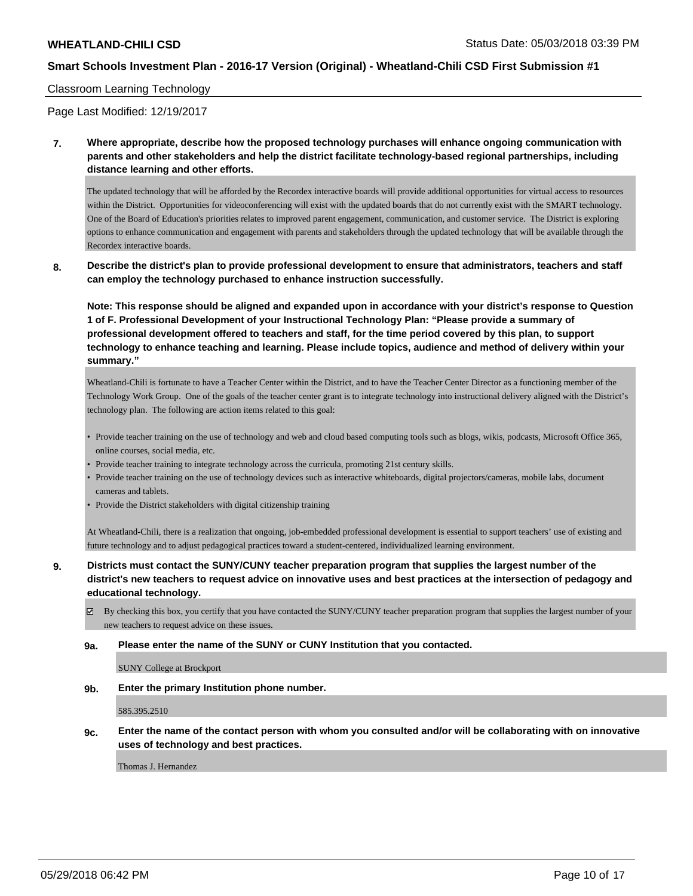## Classroom Learning Technology

Page Last Modified: 12/19/2017

**7. Where appropriate, describe how the proposed technology purchases will enhance ongoing communication with parents and other stakeholders and help the district facilitate technology-based regional partnerships, including distance learning and other efforts.**

The updated technology that will be afforded by the Recordex interactive boards will provide additional opportunities for virtual access to resources within the District. Opportunities for videoconferencing will exist with the updated boards that do not currently exist with the SMART technology. One of the Board of Education's priorities relates to improved parent engagement, communication, and customer service. The District is exploring options to enhance communication and engagement with parents and stakeholders through the updated technology that will be available through the Recordex interactive boards.

**8. Describe the district's plan to provide professional development to ensure that administrators, teachers and staff can employ the technology purchased to enhance instruction successfully.**

**Note: This response should be aligned and expanded upon in accordance with your district's response to Question 1 of F. Professional Development of your Instructional Technology Plan: "Please provide a summary of professional development offered to teachers and staff, for the time period covered by this plan, to support technology to enhance teaching and learning. Please include topics, audience and method of delivery within your summary."**

Wheatland-Chili is fortunate to have a Teacher Center within the District, and to have the Teacher Center Director as a functioning member of the Technology Work Group. One of the goals of the teacher center grant is to integrate technology into instructional delivery aligned with the District's technology plan. The following are action items related to this goal:

- Provide teacher training on the use of technology and web and cloud based computing tools such as blogs, wikis, podcasts, Microsoft Office 365, online courses, social media, etc.
- Provide teacher training to integrate technology across the curricula, promoting 21st century skills.
- Provide teacher training on the use of technology devices such as interactive whiteboards, digital projectors/cameras, mobile labs, document cameras and tablets.
- Provide the District stakeholders with digital citizenship training

At Wheatland-Chili, there is a realization that ongoing, job-embedded professional development is essential to support teachers' use of existing and future technology and to adjust pedagogical practices toward a student-centered, individualized learning environment.

**9. Districts must contact the SUNY/CUNY teacher preparation program that supplies the largest number of the district's new teachers to request advice on innovative uses and best practices at the intersection of pedagogy and educational technology.**

☑ By checking this box, you certify that you have contacted the SUNY/CUNY teacher preparation program that supplies the largest number of your new teachers to request advice on these issues.

**9a. Please enter the name of the SUNY or CUNY Institution that you contacted.**

SUNY College at Brockport

**9b. Enter the primary Institution phone number.**

585.395.2510

**9c. Enter the name of the contact person with whom you consulted and/or will be collaborating with on innovative uses of technology and best practices.**

Thomas J. Hernandez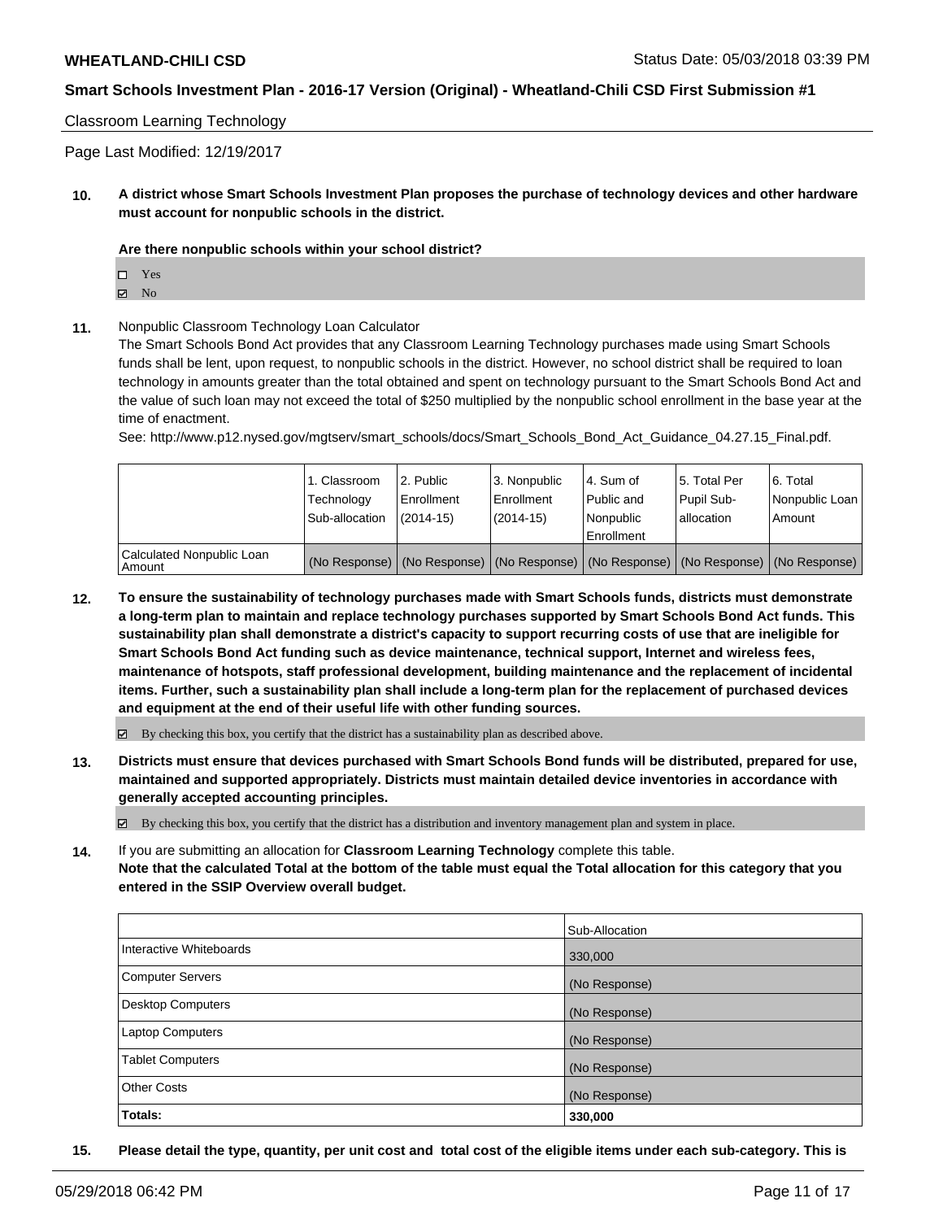Classroom Learning Technology

Page Last Modified: 12/19/2017

**10. A district whose Smart Schools Investment Plan proposes the purchase of technology devices and other hardware must account for nonpublic schools in the district.**

**Are there nonpublic schools within your school district?**

- ☐ Yes
- ☑ No

**11.** Nonpublic Classroom Technology Loan Calculator

The Smart Schools Bond Act provides that any Classroom Learning Technology purchases made using Smart Schools funds shall be lent, upon request, to nonpublic schools in the district. However, no school district shall be required to loan technology in amounts greater than the total obtained and spent on technology pursuant to the Smart Schools Bond Act and the value of such loan may not exceed the total of $250 multiplied by the nonpublic school enrollment in the base year at the time of enactment.

See: http://www.p12.nysed.gov/mgtserv/smart_schools/docs/Smart_Schools_Bond_Act_Guidance_04.27.15_Final.pdf.

| | 1. Classroom Technology Sub-allocation | 2. Public Enrollment (2014-15) | 3. Nonpublic Enrollment (2014-15) | 4. Sum of Public and Nonpublic Enrollment | 5. Total Per Pupil Sub-allocation | 6. Total Nonpublic Loan Amount |
|---|---|---|---|---|---|---|
| Calculated Nonpublic Loan Amount | (No Response) | (No Response) | (No Response) | (No Response) | (No Response) | (No Response) |

**12. To ensure the sustainability of technology purchases made with Smart Schools funds, districts must demonstrate a long-term plan to maintain and replace technology purchases supported by Smart Schools Bond Act funds. This sustainability plan shall demonstrate a district's capacity to support recurring costs of use that are ineligible for Smart Schools Bond Act funding such as device maintenance, technical support, Internet and wireless fees, maintenance of hotspots, staff professional development, building maintenance and the replacement of incidental items. Further, such a sustainability plan shall include a long-term plan for the replacement of purchased devices and equipment at the end of their useful life with other funding sources.**

☑ By checking this box, you certify that the district has a sustainability plan as described above.

**13. Districts must ensure that devices purchased with Smart Schools Bond funds will be distributed, prepared for use, maintained and supported appropriately. Districts must maintain detailed device inventories in accordance with generally accepted accounting principles.**

☑ By checking this box, you certify that the district has a distribution and inventory management plan and system in place.

**14.** If you are submitting an allocation for **Classroom Learning Technology** complete this table.
**Note that the calculated Total at the bottom of the table must equal the Total allocation for this category that you entered in the SSIP Overview overall budget.**

| | Sub-Allocation |
|---|---|
| Interactive Whiteboards | 330,000 |
| Computer Servers | (No Response) |
| Desktop Computers | (No Response) |
| Laptop Computers | (No Response) |
| Tablet Computers | (No Response) |
| Other Costs | (No Response) |
| **Totals:** | **330,000** |

**15. Please detail the type, quantity, per unit cost and total cost of the eligible items under each sub-category. This is**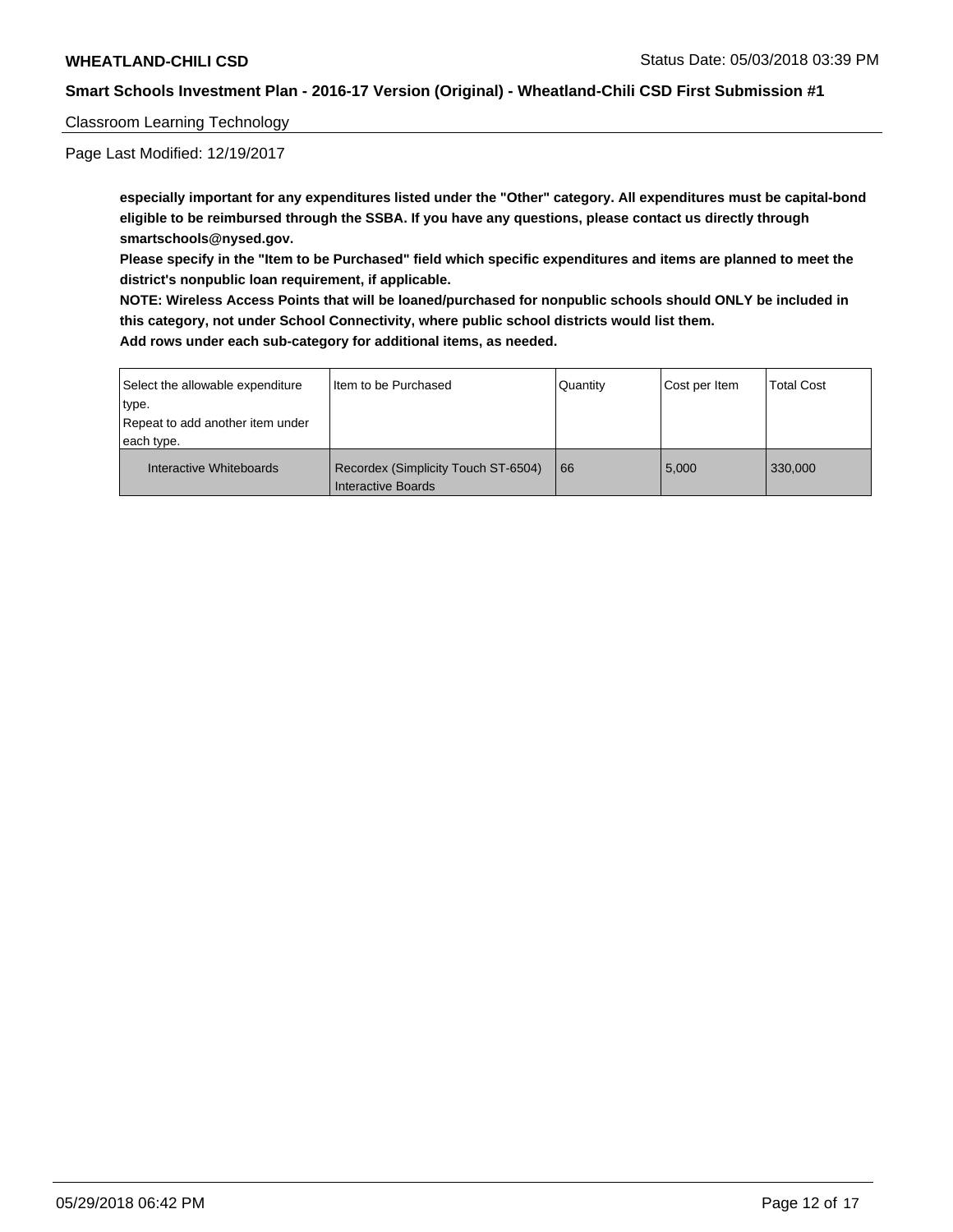Classroom Learning Technology

Page Last Modified: 12/19/2017

**especially important for any expenditures listed under the "Other" category. All expenditures must be capital-bond eligible to be reimbursed through the SSBA. If you have any questions, please contact us directly through smartschools@nysed.gov.**

**Please specify in the "Item to be Purchased" field which specific expenditures and items are planned to meet the district's nonpublic loan requirement, if applicable.**

**NOTE: Wireless Access Points that will be loaned/purchased for nonpublic schools should ONLY be included in this category, not under School Connectivity, where public school districts would list them.**

**Add rows under each sub-category for additional items, as needed.**

| Select the allowable expenditure type. Repeat to add another item under each type. | Item to be Purchased | Quantity | Cost per Item | Total Cost |
|---|---|---|---|---|
| Interactive Whiteboards | Recordex (Simplicity Touch ST-6504) Interactive Boards | 66 | 5,000 | 330,000 |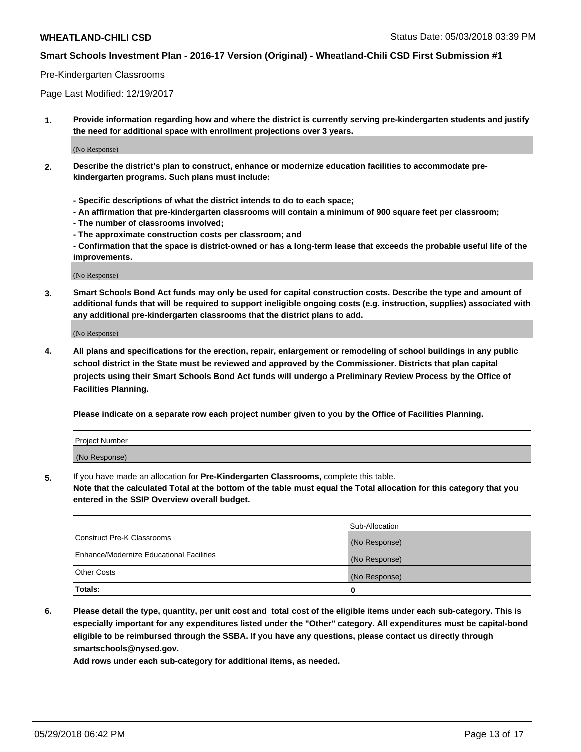## Pre-Kindergarten Classrooms

Page Last Modified: 12/19/2017

**1. Provide information regarding how and where the district is currently serving pre-kindergarten students and justify the need for additional space with enrollment projections over 3 years.**

(No Response)

**2. Describe the district's plan to construct, enhance or modernize education facilities to accommodate pre-kindergarten programs. Such plans must include:**

**- Specific descriptions of what the district intends to do to each space;**
**- An affirmation that pre-kindergarten classrooms will contain a minimum of 900 square feet per classroom;**
**- The number of classrooms involved;**
**- The approximate construction costs per classroom; and**
**- Confirmation that the space is district-owned or has a long-term lease that exceeds the probable useful life of the improvements.**

(No Response)

**3. Smart Schools Bond Act funds may only be used for capital construction costs. Describe the type and amount of additional funds that will be required to support ineligible ongoing costs (e.g. instruction, supplies) associated with any additional pre-kindergarten classrooms that the district plans to add.**

(No Response)

**4. All plans and specifications for the erection, repair, enlargement or remodeling of school buildings in any public school district in the State must be reviewed and approved by the Commissioner. Districts that plan capital projects using their Smart Schools Bond Act funds will undergo a Preliminary Review Process by the Office of Facilities Planning.**

**Please indicate on a separate row each project number given to you by the Office of Facilities Planning.**

| Project Number |
|---|
| (No Response) |

**5.** If you have made an allocation for **Pre-Kindergarten Classrooms,** complete this table.
**Note that the calculated Total at the bottom of the table must equal the Total allocation for this category that you entered in the SSIP Overview overall budget.**

| | Sub-Allocation |
|---|---|
| Construct Pre-K Classrooms | (No Response) |
| Enhance/Modernize Educational Facilities | (No Response) |
| Other Costs | (No Response) |
| **Totals:** | **0** |

**6. Please detail the type, quantity, per unit cost and total cost of the eligible items under each sub-category. This is especially important for any expenditures listed under the "Other" category. All expenditures must be capital-bond eligible to be reimbursed through the SSBA. If you have any questions, please contact us directly through smartschools@nysed.gov.**

**Add rows under each sub-category for additional items, as needed.**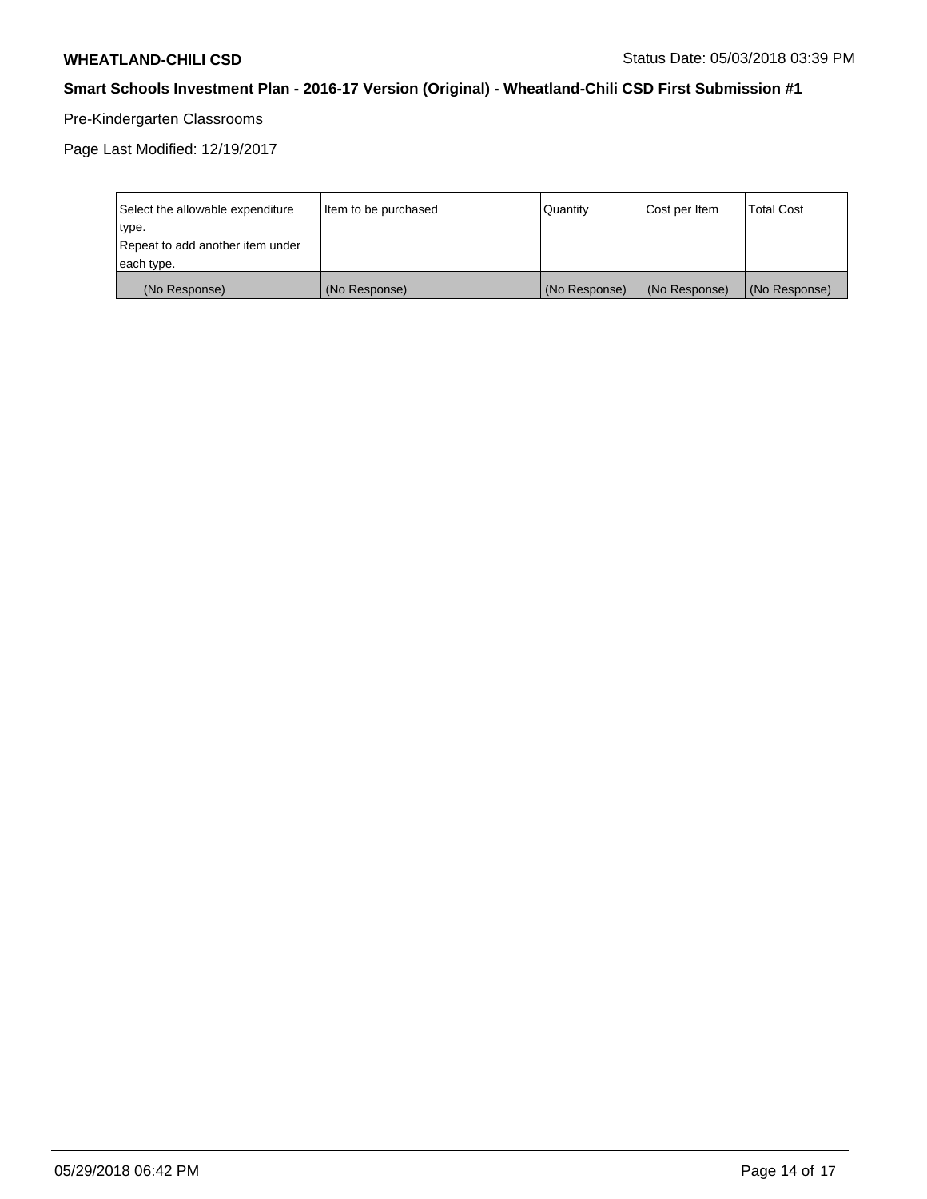**WHEATLAND-CHILI CSD** Status Date: 05/03/2018 03:39 PM

**Smart Schools Investment Plan - 2016-17 Version (Original) - Wheatland-Chili CSD First Submission #1**

Pre-Kindergarten Classrooms

Page Last Modified: 12/19/2017

| Select the allowable expenditure type. Repeat to add another item under each type. | Item to be purchased | Quantity | Cost per Item | Total Cost |
|---|---|---|---|---|
| (No Response) | (No Response) | (No Response) | (No Response) | (No Response) |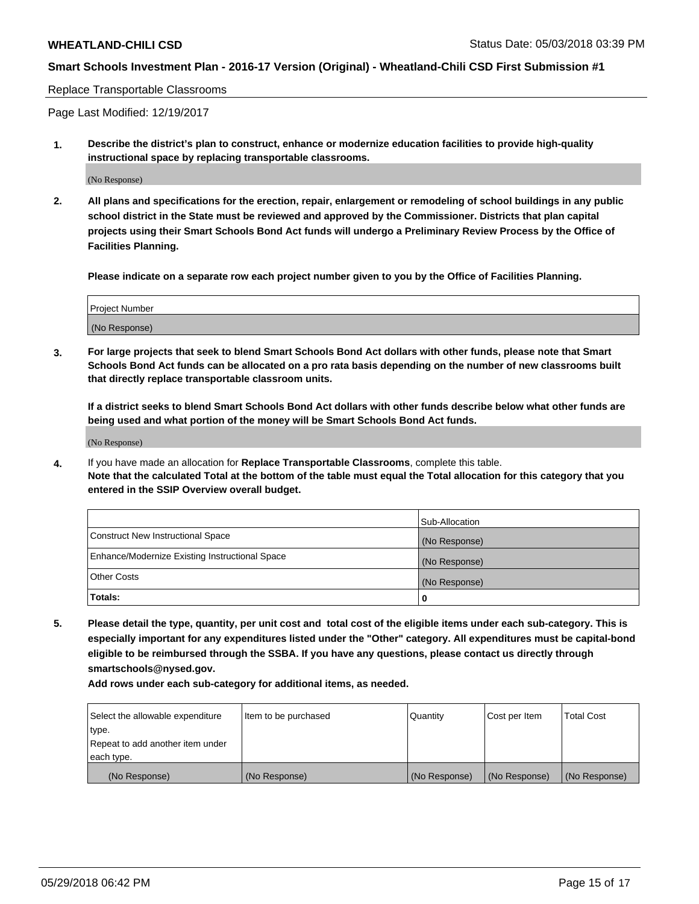Replace Transportable Classrooms

Page Last Modified: 12/19/2017

**1. Describe the district's plan to construct, enhance or modernize education facilities to provide high-quality instructional space by replacing transportable classrooms.**

(No Response)

**2. All plans and specifications for the erection, repair, enlargement or remodeling of school buildings in any public school district in the State must be reviewed and approved by the Commissioner. Districts that plan capital projects using their Smart Schools Bond Act funds will undergo a Preliminary Review Process by the Office of Facilities Planning.**

**Please indicate on a separate row each project number given to you by the Office of Facilities Planning.**

| Project Number |
| --- |
| (No Response) |

**3. For large projects that seek to blend Smart Schools Bond Act dollars with other funds, please note that Smart Schools Bond Act funds can be allocated on a pro rata basis depending on the number of new classrooms built that directly replace transportable classroom units.**

**If a district seeks to blend Smart Schools Bond Act dollars with other funds describe below what other funds are being used and what portion of the money will be Smart Schools Bond Act funds.**

(No Response)

**4.** If you have made an allocation for **Replace Transportable Classrooms**, complete this table. **Note that the calculated Total at the bottom of the table must equal the Total allocation for this category that you entered in the SSIP Overview overall budget.**

| | Sub-Allocation |
| --- | --- |
| Construct New Instructional Space | (No Response) |
| Enhance/Modernize Existing Instructional Space | (No Response) |
| Other Costs | (No Response) |
| **Totals:** | **0** |

**5. Please detail the type, quantity, per unit cost and total cost of the eligible items under each sub-category. This is especially important for any expenditures listed under the "Other" category. All expenditures must be capital-bond eligible to be reimbursed through the SSBA. If you have any questions, please contact us directly through smartschools@nysed.gov.**

**Add rows under each sub-category for additional items, as needed.**

| Select the allowable expenditure type. Repeat to add another item under each type. | Item to be purchased | Quantity | Cost per Item | Total Cost |
| --- | --- | --- | --- | --- |
| (No Response) | (No Response) | (No Response) | (No Response) | (No Response) |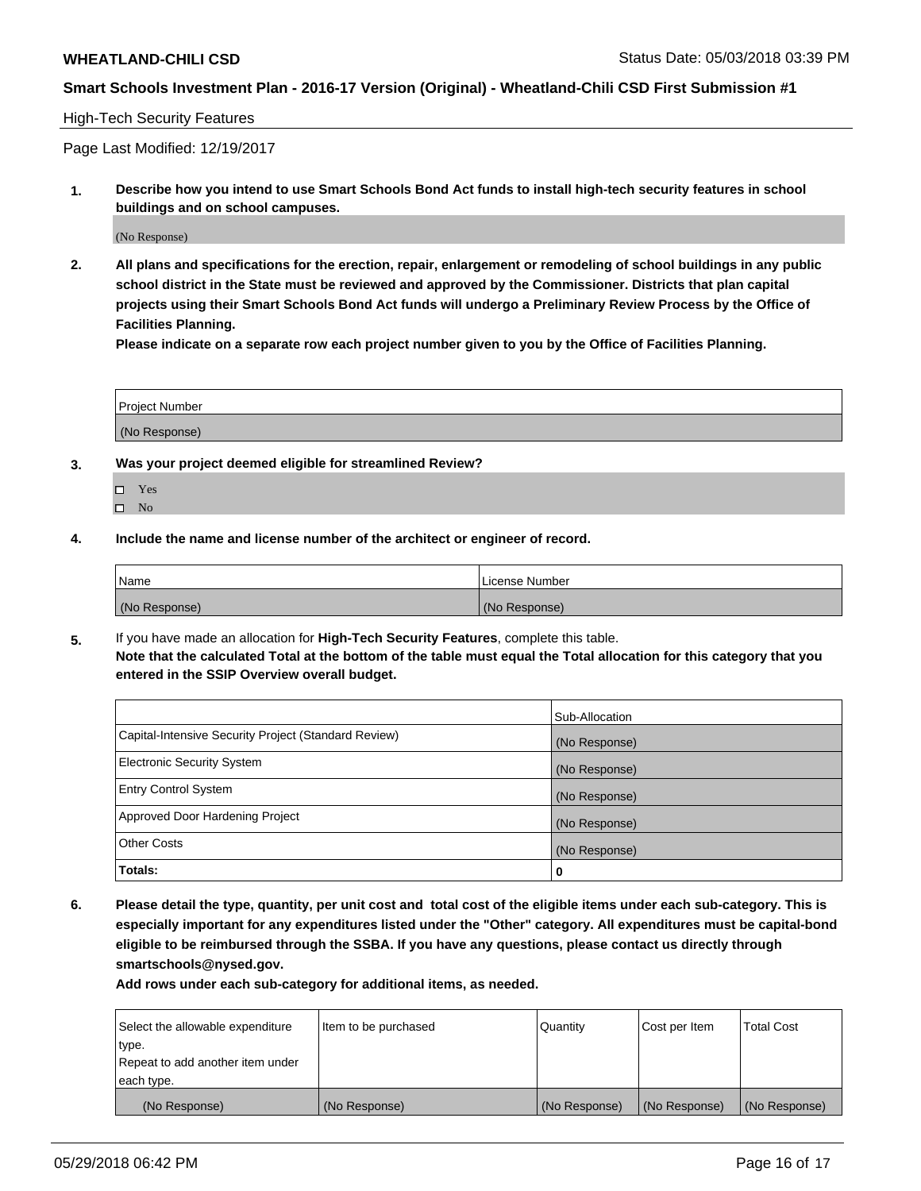High-Tech Security Features

Page Last Modified: 12/19/2017

1. **Describe how you intend to use Smart Schools Bond Act funds to install high-tech security features in school buildings and on school campuses.**

(No Response)

2. **All plans and specifications for the erection, repair, enlargement or remodeling of school buildings in any public school district in the State must be reviewed and approved by the Commissioner. Districts that plan capital projects using their Smart Schools Bond Act funds will undergo a Preliminary Review Process by the Office of Facilities Planning.**
**Please indicate on a separate row each project number given to you by the Office of Facilities Planning.**

| Project Number |
|---|
| (No Response) |

3. **Was your project deemed eligible for streamlined Review?**

- ☐ Yes
- ☐ No

4. **Include the name and license number of the architect or engineer of record.**

| Name | License Number |
|---|---|
| (No Response) | (No Response) |

5. If you have made an allocation for **High-Tech Security Features**, complete this table.
**Note that the calculated Total at the bottom of the table must equal the Total allocation for this category that you entered in the SSIP Overview overall budget.**

| | Sub-Allocation |
|---|---|
| Capital-Intensive Security Project (Standard Review) | (No Response) |
| Electronic Security System | (No Response) |
| Entry Control System | (No Response) |
| Approved Door Hardening Project | (No Response) |
| Other Costs | (No Response) |
| **Totals:** | **0** |

6. **Please detail the type, quantity, per unit cost and total cost of the eligible items under each sub-category. This is especially important for any expenditures listed under the "Other" category. All expenditures must be capital-bond eligible to be reimbursed through the SSBA. If you have any questions, please contact us directly through smartschools@nysed.gov.**
**Add rows under each sub-category for additional items, as needed.**

| Select the allowable expenditure type. Repeat to add another item under each type. | Item to be purchased | Quantity | Cost per Item | Total Cost |
|---|---|---|---|---|
| (No Response) | (No Response) | (No Response) | (No Response) | (No Response) |